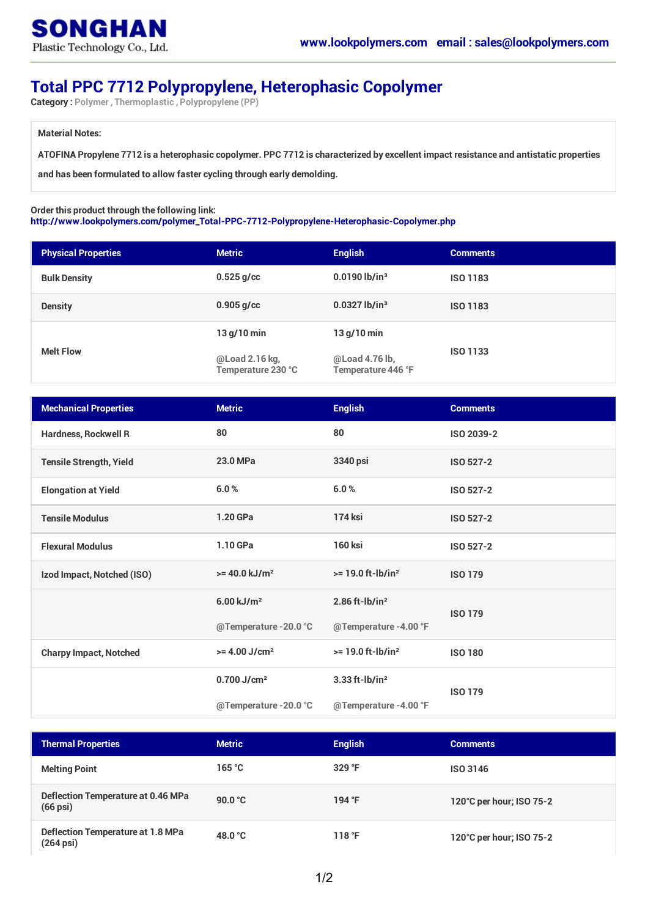**SONGHAN**
Plastic Technology Co., Ltd.

www.lookpolymers.com email : sales@lookpolymers.com

# Total PPC 7712 Polypropylene, Heterophasic Copolymer

**Category :** Polymer , Thermoplastic , Polypropylene (PP)

**Material Notes:**

ATOFINA Propylene 7712 is a heterophasic copolymer. PPC 7712 is characterized by excellent impact resistance and antistatic properties and has been formulated to allow faster cycling through early demolding.

Order this product through the following link:
http://www.lookpolymers.com/polymer_Total-PPC-7712-Polypropylene-Heterophasic-Copolymer.php

| Physical Properties | Metric | English | Comments |
|---|---|---|---|
| Bulk Density | 0.525 g/cc | 0.0190 lb/in³ | ISO 1183 |
| Density | 0.905 g/cc | 0.0327 lb/in³ | ISO 1183 |
| Melt Flow | 13 g/10 min @Load 2.16 kg, Temperature 230 °C | 13 g/10 min @Load 4.76 lb, Temperature 446 °F | ISO 1133 |

| Mechanical Properties | Metric | English | Comments |
|---|---|---|---|
| Hardness, Rockwell R | 80 | 80 | ISO 2039-2 |
| Tensile Strength, Yield | 23.0 MPa | 3340 psi | ISO 527-2 |
| Elongation at Yield | 6.0 % | 6.0 % | ISO 527-2 |
| Tensile Modulus | 1.20 GPa | 174 ksi | ISO 527-2 |
| Flexural Modulus | 1.10 GPa | 160 ksi | ISO 527-2 |
| Izod Impact, Notched (ISO) | >= 40.0 kJ/m² | >= 19.0 ft-lb/in² | ISO 179 |
| | 6.00 kJ/m² @Temperature -20.0 °C | 2.86 ft-lb/in² @Temperature -4.00 °F | ISO 179 |
| Charpy Impact, Notched | >= 4.00 J/cm² | >= 19.0 ft-lb/in² | ISO 180 |
| | 0.700 J/cm² @Temperature -20.0 °C | 3.33 ft-lb/in² @Temperature -4.00 °F | ISO 179 |

| Thermal Properties | Metric | English | Comments |
|---|---|---|---|
| Melting Point | 165 °C | 329 °F | ISO 3146 |
| Deflection Temperature at 0.46 MPa (66 psi) | 90.0 °C | 194 °F | 120°C per hour; ISO 75-2 |
| Deflection Temperature at 1.8 MPa (264 psi) | 48.0 °C | 118 °F | 120°C per hour; ISO 75-2 |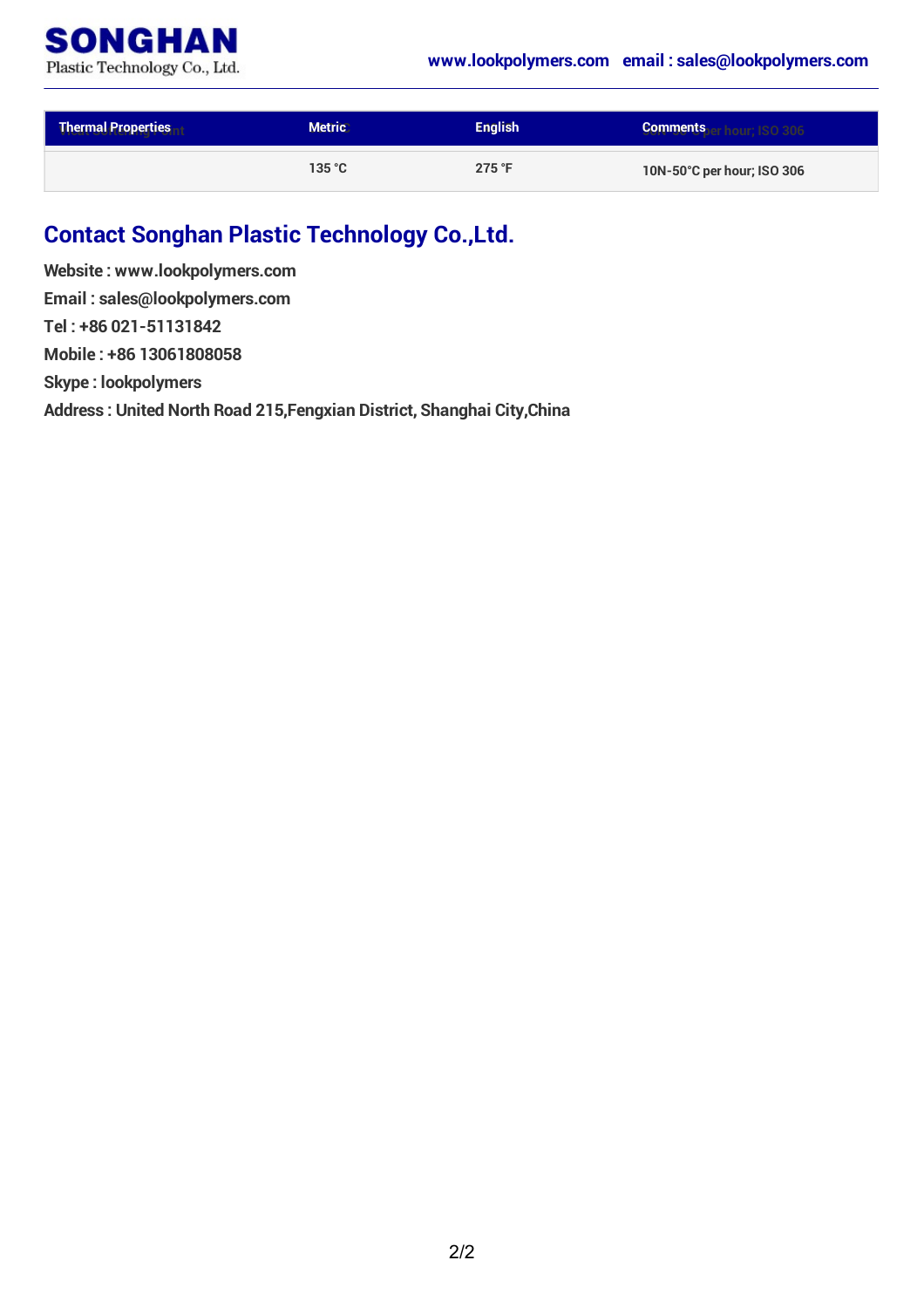| Thermal Properties | Metric | English | Comments |
| --- | --- | --- | --- |
| | 135 °C | 275 °F | 10N-50°C per hour; ISO 306 |

## Contact Songhan Plastic Technology Co.,Ltd.

**Website : www.lookpolymers.com**

**Email : sales@lookpolymers.com**

**Tel : +86 021-51131842**

**Mobile : +86 13061808058**

**Skype : lookpolymers**

**Address : United North Road 215,Fengxian District, Shanghai City,China**